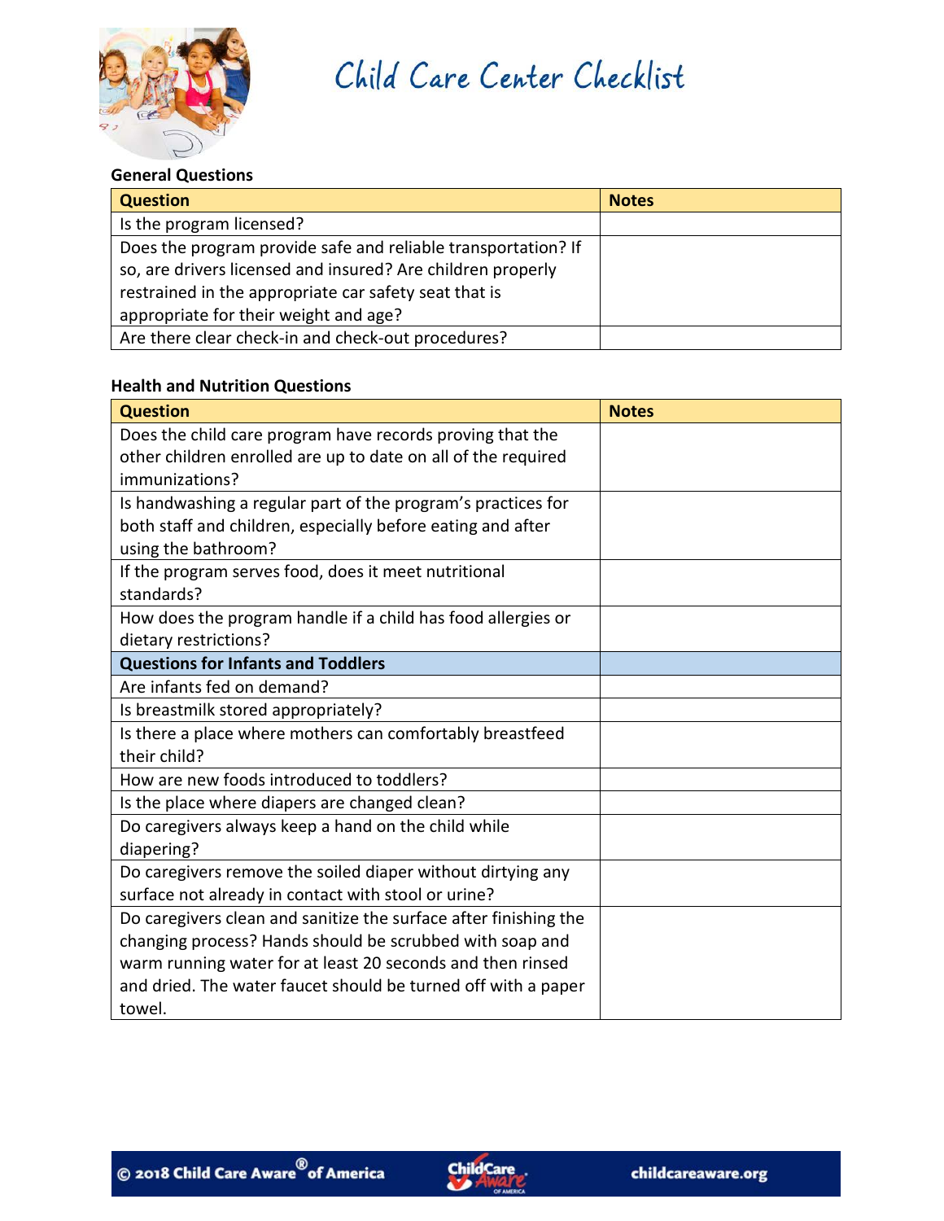# Child Care Center Checklist

### General Questions

| Question | Notes |
|---|---|
| Is the program licensed? | |
| Does the program provide safe and reliable transportation? If so, are drivers licensed and insured? Are children properly restrained in the appropriate car safety seat that is appropriate for their weight and age? | |
| Are there clear check-in and check-out procedures? | |

### Health and Nutrition Questions

| Question | Notes |
|---|---|
| Does the child care program have records proving that the other children enrolled are up to date on all of the required immunizations? | |
| Is handwashing a regular part of the program's practices for both staff and children, especially before eating and after using the bathroom? | |
| If the program serves food, does it meet nutritional standards? | |
| How does the program handle if a child has food allergies or dietary restrictions? | |
| **Questions for Infants and Toddlers** | |
| Are infants fed on demand? | |
| Is breastmilk stored appropriately? | |
| Is there a place where mothers can comfortably breastfeed their child? | |
| How are new foods introduced to toddlers? | |
| Is the place where diapers are changed clean? | |
| Do caregivers always keep a hand on the child while diapering? | |
| Do caregivers remove the soiled diaper without dirtying any surface not already in contact with stool or urine? | |
| Do caregivers clean and sanitize the surface after finishing the changing process? Hands should be scrubbed with soap and warm running water for at least 20 seconds and then rinsed and dried. The water faucet should be turned off with a paper towel. | |

© 2018 Child Care Aware® of America — childcareaware.org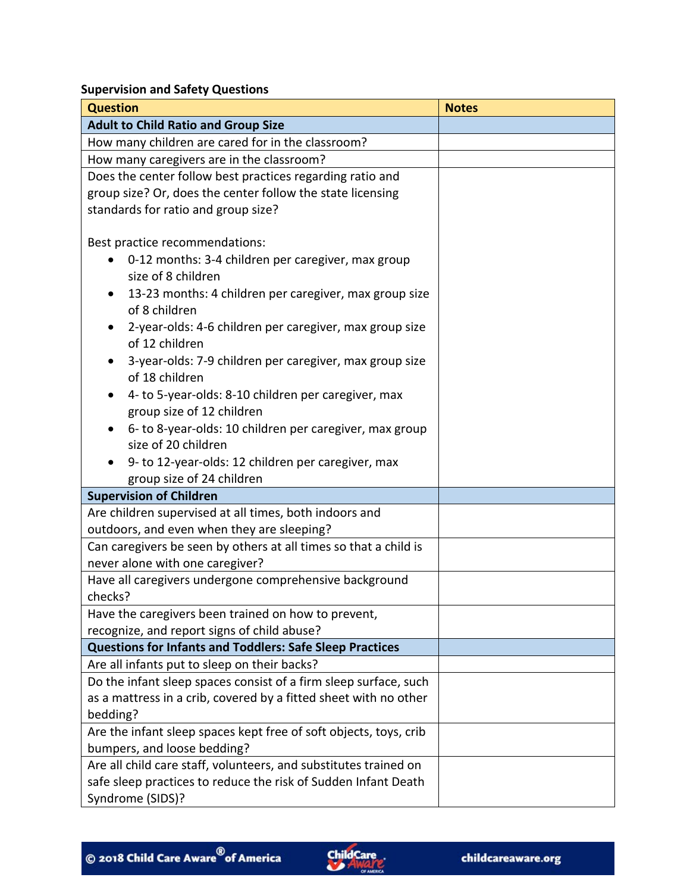**Supervision and Safety Questions**

| Question | Notes |
|---|---|
| **Adult to Child Ratio and Group Size** | |
| How many children are cared for in the classroom? | |
| How many caregivers are in the classroom? | |
| Does the center follow best practices regarding ratio and group size? Or, does the center follow the state licensing standards for ratio and group size?<br><br>Best practice recommendations:<br>• 0-12 months: 3-4 children per caregiver, max group size of 8 children<br>• 13-23 months: 4 children per caregiver, max group size of 8 children<br>• 2-year-olds: 4-6 children per caregiver, max group size of 12 children<br>• 3-year-olds: 7-9 children per caregiver, max group size of 18 children<br>• 4- to 5-year-olds: 8-10 children per caregiver, max group size of 12 children<br>• 6- to 8-year-olds: 10 children per caregiver, max group size of 20 children<br>• 9- to 12-year-olds: 12 children per caregiver, max group size of 24 children | |
| **Supervision of Children** | |
| Are children supervised at all times, both indoors and outdoors, and even when they are sleeping? | |
| Can caregivers be seen by others at all times so that a child is never alone with one caregiver? | |
| Have all caregivers undergone comprehensive background checks? | |
| Have the caregivers been trained on how to prevent, recognize, and report signs of child abuse? | |
| **Questions for Infants and Toddlers: Safe Sleep Practices** | |
| Are all infants put to sleep on their backs? | |
| Do the infant sleep spaces consist of a firm sleep surface, such as a mattress in a crib, covered by a fitted sheet with no other bedding? | |
| Are the infant sleep spaces kept free of soft objects, toys, crib bumpers, and loose bedding? | |
| Are all child care staff, volunteers, and substitutes trained on safe sleep practices to reduce the risk of Sudden Infant Death Syndrome (SIDS)? | |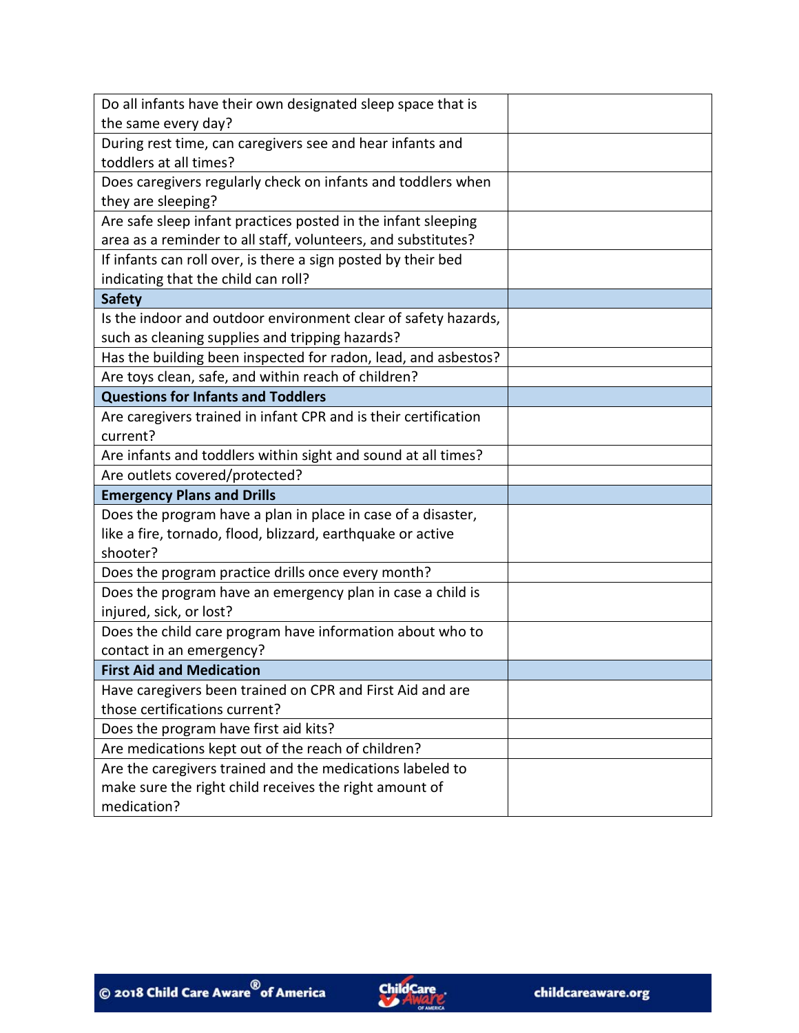| | |
|---|---|
| Do all infants have their own designated sleep space that is the same every day? | |
| During rest time, can caregivers see and hear infants and toddlers at all times? | |
| Does caregivers regularly check on infants and toddlers when they are sleeping? | |
| Are safe sleep infant practices posted in the infant sleeping area as a reminder to all staff, volunteers, and substitutes? | |
| If infants can roll over, is there a sign posted by their bed indicating that the child can roll? | |
| **Safety** | |
| Is the indoor and outdoor environment clear of safety hazards, such as cleaning supplies and tripping hazards? | |
| Has the building been inspected for radon, lead, and asbestos? | |
| Are toys clean, safe, and within reach of children? | |
| **Questions for Infants and Toddlers** | |
| Are caregivers trained in infant CPR and is their certification current? | |
| Are infants and toddlers within sight and sound at all times? | |
| Are outlets covered/protected? | |
| **Emergency Plans and Drills** | |
| Does the program have a plan in place in case of a disaster, like a fire, tornado, flood, blizzard, earthquake or active shooter? | |
| Does the program practice drills once every month? | |
| Does the program have an emergency plan in case a child is injured, sick, or lost? | |
| Does the child care program have information about who to contact in an emergency? | |
| **First Aid and Medication** | |
| Have caregivers been trained on CPR and First Aid and are those certifications current? | |
| Does the program have first aid kits? | |
| Are medications kept out of the reach of children? | |
| Are the caregivers trained and the medications labeled to make sure the right child receives the right amount of medication? | |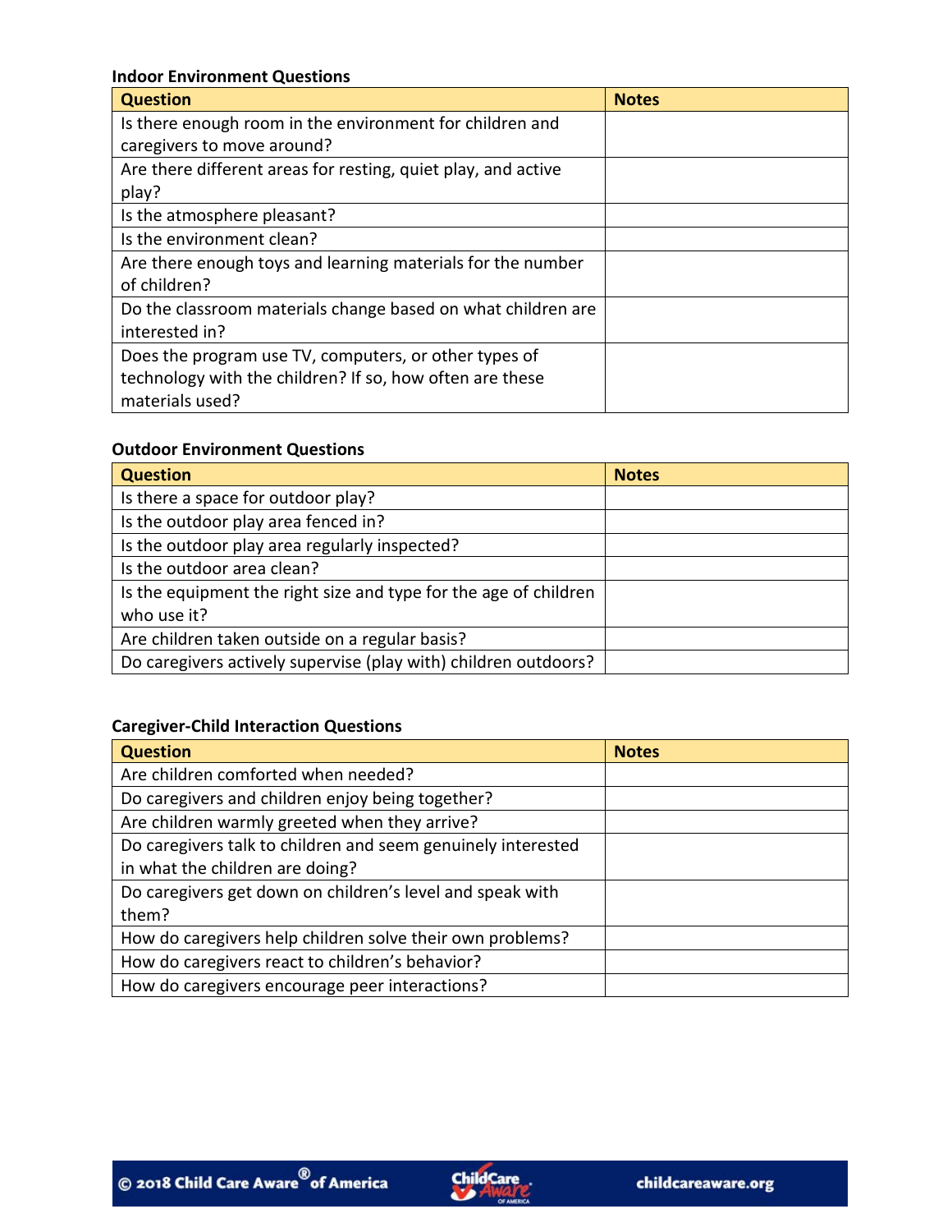**Indoor Environment Questions**

| Question | Notes |
|---|---|
| Is there enough room in the environment for children and caregivers to move around? | |
| Are there different areas for resting, quiet play, and active play? | |
| Is the atmosphere pleasant? | |
| Is the environment clean? | |
| Are there enough toys and learning materials for the number of children? | |
| Do the classroom materials change based on what children are interested in? | |
| Does the program use TV, computers, or other types of technology with the children? If so, how often are these materials used? | |

**Outdoor Environment Questions**

| Question | Notes |
|---|---|
| Is there a space for outdoor play? | |
| Is the outdoor play area fenced in? | |
| Is the outdoor play area regularly inspected? | |
| Is the outdoor area clean? | |
| Is the equipment the right size and type for the age of children who use it? | |
| Are children taken outside on a regular basis? | |
| Do caregivers actively supervise (play with) children outdoors? | |

**Caregiver-Child Interaction Questions**

| Question | Notes |
|---|---|
| Are children comforted when needed? | |
| Do caregivers and children enjoy being together? | |
| Are children warmly greeted when they arrive? | |
| Do caregivers talk to children and seem genuinely interested in what the children are doing? | |
| Do caregivers get down on children's level and speak with them? | |
| How do caregivers help children solve their own problems? | |
| How do caregivers react to children's behavior? | |
| How do caregivers encourage peer interactions? | |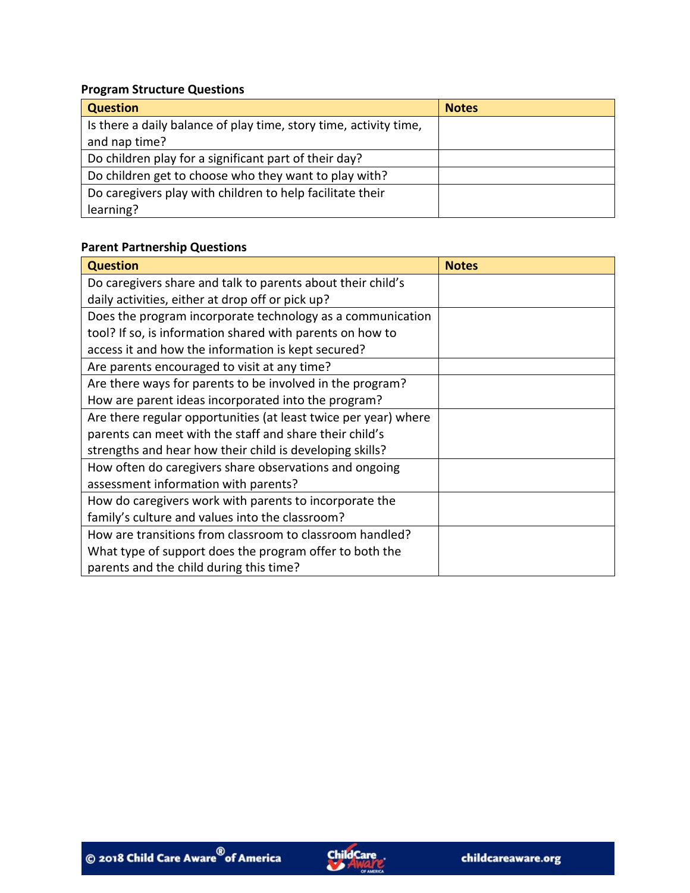**Program Structure Questions**

| Question | Notes |
| --- | --- |
| Is there a daily balance of play time, story time, activity time, and nap time? | |
| Do children play for a significant part of their day? | |
| Do children get to choose who they want to play with? | |
| Do caregivers play with children to help facilitate their learning? | |

**Parent Partnership Questions**

| Question | Notes |
| --- | --- |
| Do caregivers share and talk to parents about their child's daily activities, either at drop off or pick up? | |
| Does the program incorporate technology as a communication tool? If so, is information shared with parents on how to access it and how the information is kept secured? | |
| Are parents encouraged to visit at any time? | |
| Are there ways for parents to be involved in the program? How are parent ideas incorporated into the program? | |
| Are there regular opportunities (at least twice per year) where parents can meet with the staff and share their child's strengths and hear how their child is developing skills? | |
| How often do caregivers share observations and ongoing assessment information with parents? | |
| How do caregivers work with parents to incorporate the family's culture and values into the classroom? | |
| How are transitions from classroom to classroom handled? What type of support does the program offer to both the parents and the child during this time? | |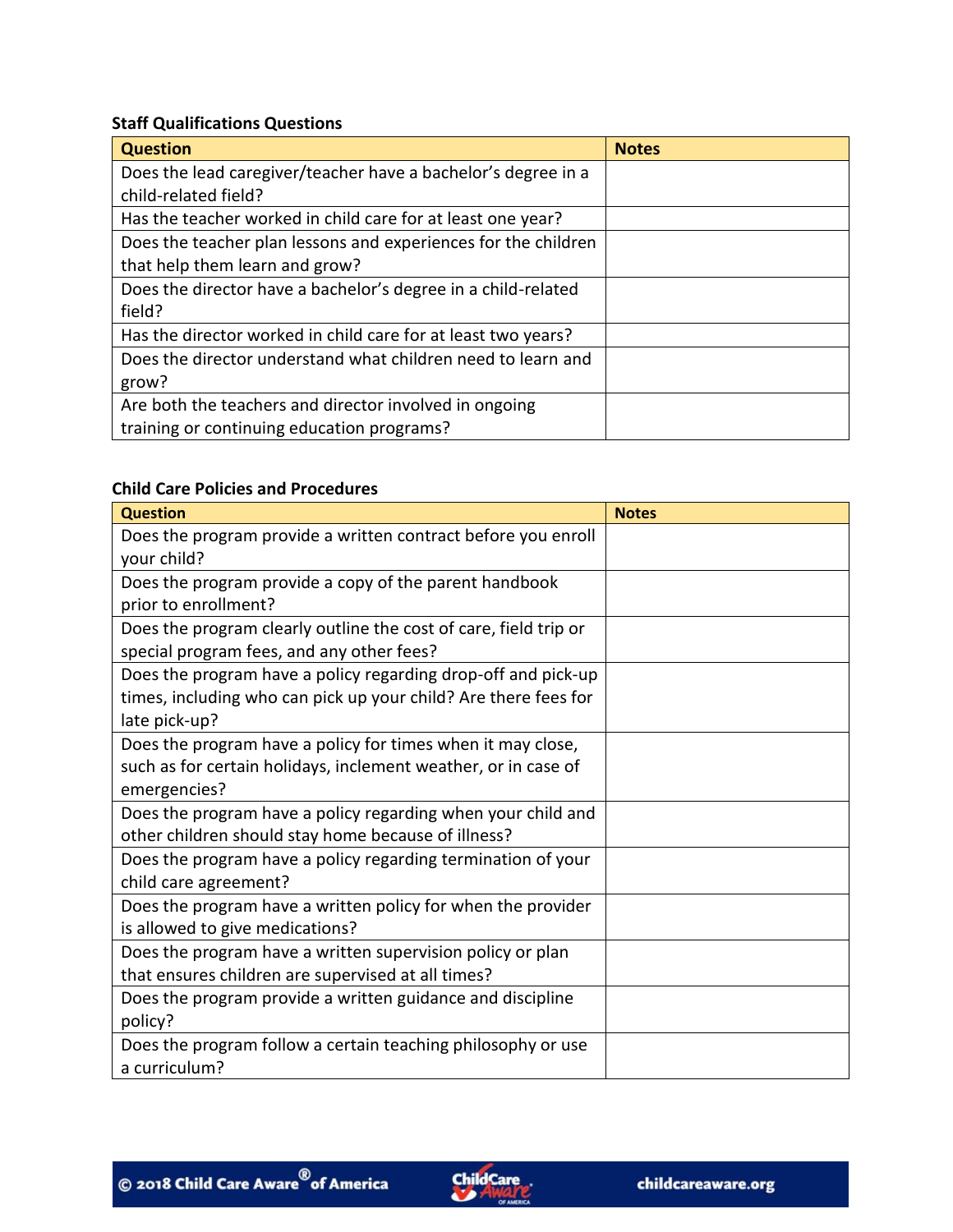**Staff Qualifications Questions**

| Question | Notes |
|---|---|
| Does the lead caregiver/teacher have a bachelor's degree in a child-related field? | |
| Has the teacher worked in child care for at least one year? | |
| Does the teacher plan lessons and experiences for the children that help them learn and grow? | |
| Does the director have a bachelor's degree in a child-related field? | |
| Has the director worked in child care for at least two years? | |
| Does the director understand what children need to learn and grow? | |
| Are both the teachers and director involved in ongoing training or continuing education programs? | |

**Child Care Policies and Procedures**

| Question | Notes |
|---|---|
| Does the program provide a written contract before you enroll your child? | |
| Does the program provide a copy of the parent handbook prior to enrollment? | |
| Does the program clearly outline the cost of care, field trip or special program fees, and any other fees? | |
| Does the program have a policy regarding drop-off and pick-up times, including who can pick up your child? Are there fees for late pick-up? | |
| Does the program have a policy for times when it may close, such as for certain holidays, inclement weather, or in case of emergencies? | |
| Does the program have a policy regarding when your child and other children should stay home because of illness? | |
| Does the program have a policy regarding termination of your child care agreement? | |
| Does the program have a written policy for when the provider is allowed to give medications? | |
| Does the program have a written supervision policy or plan that ensures children are supervised at all times? | |
| Does the program provide a written guidance and discipline policy? | |
| Does the program follow a certain teaching philosophy or use a curriculum? | |